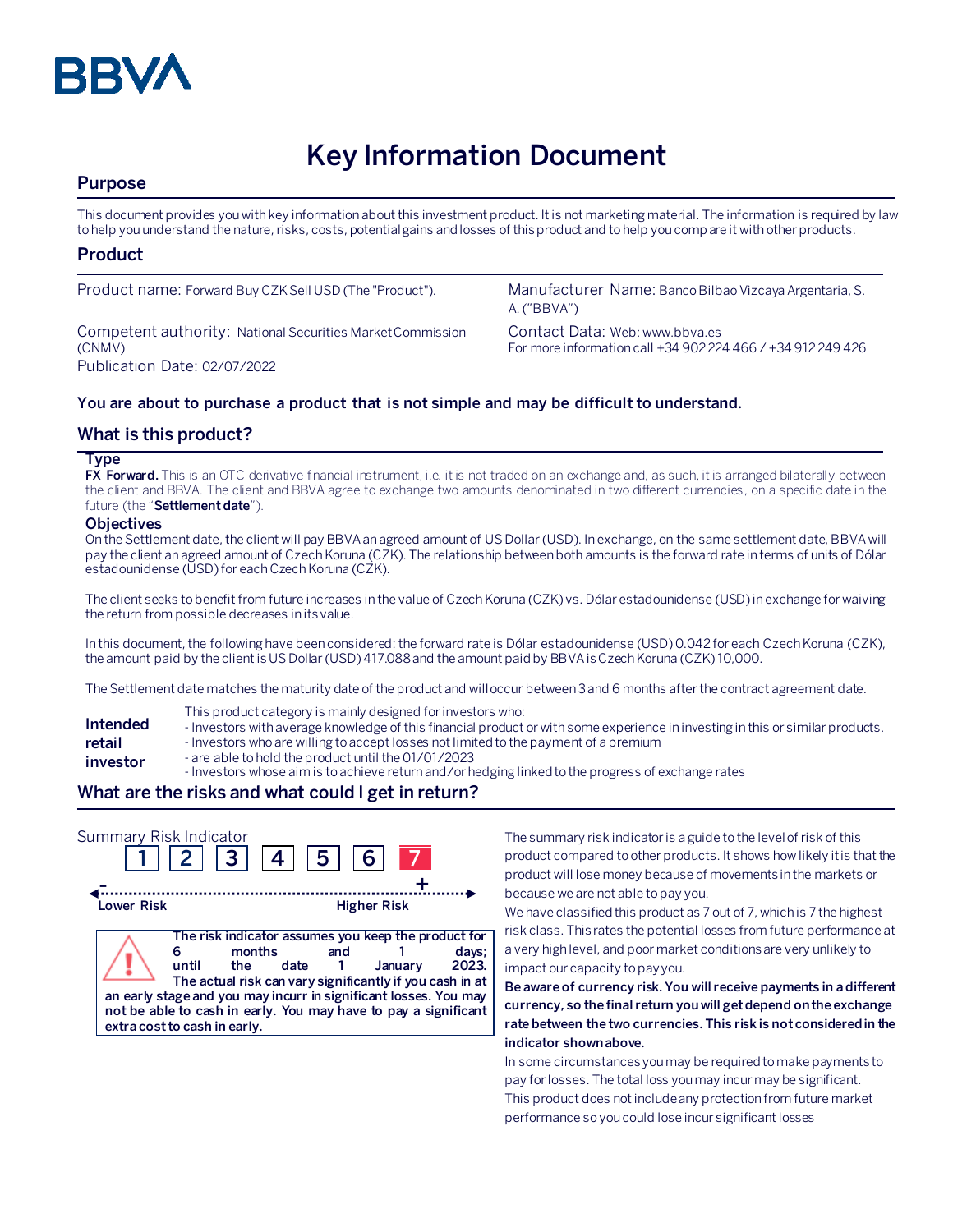BBVA

# Key Information Document

## Purpose

This document provides you with key information about this investment product. It is not marketing material. The information is required by law to help you understand the nature, risks, costs, potential gains and losses of this product and to help you compare it with other products.

## Product

Product name: Forward Buy CZK Sell USD (The "Product").

Manufacturer Name: Banco Bilbao Vizcaya Argentaria, S. A. ("BBVA")

Competent authority: National Securities Market Commission (CNMV)

Contact Data: Web: www.bbva.es
For more information call +34 902 224 466 / +34 912 249 426

Publication Date: 02/07/2022

**You are about to purchase a product that is not simple and may be difficult to understand.**

## What is this product?

### Type

**FX Forward.** This is an OTC derivative financial instrument, i.e. it is not traded on an exchange and, as such, it is arranged bilaterally between the client and BBVA. The client and BBVA agree to exchange two amounts denominated in two different currencies, on a specific date in the future (the "**Settlement date**").

### Objectives

On the Settlement date, the client will pay BBVA an agreed amount of US Dollar (USD). In exchange, on the same settlement date, BBVA will pay the client an agreed amount of Czech Koruna (CZK). The relationship between both amounts is the forward rate in terms of units of Dólar estadounidense (USD) for each Czech Koruna (CZK).

The client seeks to benefit from future increases in the value of Czech Koruna (CZK) vs. Dólar estadounidense (USD) in exchange for waiving the return from possible decreases in its value.

In this document, the following have been considered: the forward rate is Dólar estadounidense (USD) 0.042 for each Czech Koruna (CZK), the amount paid by the client is US Dollar (USD) 417.088 and the amount paid by BBVA is Czech Koruna (CZK) 10,000.

The Settlement date matches the maturity date of the product and will occur between 3 and 6 months after the contract agreement date.

**Intended retail investor**

This product category is mainly designed for investors who:
- Investors with average knowledge of this financial product or with some experience in investing in this or similar products.
- Investors who are willing to accept losses not limited to the payment of a premium
- are able to hold the product until the 01/01/2023
- Investors whose aim is to achieve return and/or hedging linked to the progress of exchange rates

## What are the risks and what could I get in return?

Summary Risk Indicator

1 2 3 4 5 6 **7**

Lower Risk — Higher Risk

**The risk indicator assumes you keep the product for 6 months and 1 days; until the date 1 January 2023. The actual risk can vary significantly if you cash in at an early stage and you may incurr in significant losses. You may not be able to cash in early. You may have to pay a significant extra cost to cash in early.**

The summary risk indicator is a guide to the level of risk of this product compared to other products. It shows how likely it is that the product will lose money because of movements in the markets or because we are not able to pay you.

We have classified this product as 7 out of 7, which is 7 the highest risk class. This rates the potential losses from future performance at a very high level, and poor market conditions are very unlikely to impact our capacity to pay you.

**Be aware of currency risk. You will receive payments in a different currency, so the final return you will get depend on the exchange rate between the two currencies. This risk is not considered in the indicator shown above.**

In some circumstances you may be required to make payments to pay for losses. The total loss you may incur may be significant.
This product does not include any protection from future market performance so you could lose incur significant losses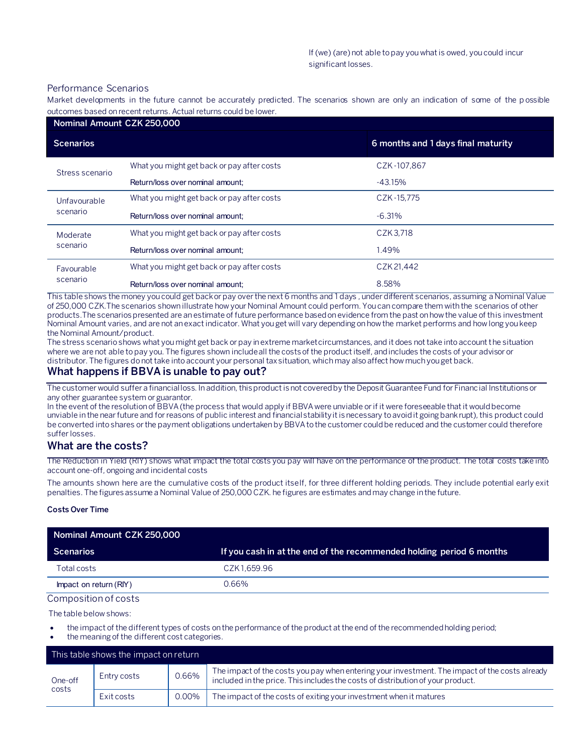If (we) (are) not able to pay you what is owed, you could incur significant losses.

### Performance Scenarios

Market developments in the future cannot be accurately predicted. The scenarios shown are only an indication of some of the possible outcomes based on recent returns. Actual returns could be lower.

| Nominal Amount CZK 250,000 | | |
|---|---|---|
| **Scenarios** | | **6 months and 1 days final maturity** |
| Stress scenario | What you might get back or pay after costs | CZK -107,867 |
| | Return/loss over nominal amount; | -43.15% |
| Unfavourable scenario | What you might get back or pay after costs | CZK -15,775 |
| | Return/loss over nominal amount; | -6.31% |
| Moderate scenario | What you might get back or pay after costs | CZK 3,718 |
| | Return/loss over nominal amount; | 1.49% |
| Favourable scenario | What you might get back or pay after costs | CZK 21,442 |
| | Return/loss over nominal amount; | 8.58% |

This table shows the money you could get back or pay over the next 6 months and 1 days , under different scenarios, assuming a Nominal Value of 250,000 CZK.The scenarios shown illustrate how your Nominal Amount could perform. You can compare them with the scenarios of other products.The scenarios presented are an estimate of future performance based on evidence from the past on how the value of this investment Nominal Amount varies, and are not an exact indicator. What you get will vary depending on how the market performs and how long you keep the Nominal Amount/product.

The stress scenario shows what you might get back or pay in extreme market circumstances, and it does not take into account the situation where we are not able to pay you. The figures shown include all the costs of the product itself, and includes the costs of your advisor or distributor. The figures do not take into account your personal tax situation, which may also affect how much you get back.

## What happens if BBVA is unable to pay out?

The customer would suffer a financial loss. In addition, this product is not covered by the Deposit Guarantee Fund for Financial Institutions or any other guarantee system or guarantor.

In the event of the resolution of BBVA (the process that would apply if BBVA were unviable or if it were foreseeable that it would become unviable in the near future and for reasons of public interest and financial stability it is necessary to avoid it going bankrupt), this product could be converted into shares or the payment obligations undertaken by BBVA to the customer could be reduced and the customer could therefore suffer losses.

## What are the costs?

The Reduction in Yield (RIY) shows what impact the total costs you pay will have on the performance of the product. The total costs take into account one-off, ongoing and incidental costs

The amounts shown here are the cumulative costs of the product itself, for three different holding periods. They include potential early exit penalties. The figures assume a Nominal Value of 250,000 CZK. he figures are estimates and may change in the future.

**Costs Over Time**

| Nominal Amount CZK 250,000 | |
|---|---|
| **Scenarios** | **If you cash in at the end of the recommended holding period 6 months** |
| Total costs | CZK 1,659.96 |
| Impact on return (RIY) | 0.66% |

### Composition of costs

The table below shows:

- the impact of the different types of costs on the performance of the product at the end of the recommended holding period;
- the meaning of the different cost categories.

| This table shows the impact on return | | | |
|---|---|---|---|
| One-off costs | Entry costs | 0.66% | The impact of the costs you pay when entering your investment. The impact of the costs already included in the price. This includes the costs of distribution of your product. |
| | Exit costs | 0.00% | The impact of the costs of exiting your investment when it matures |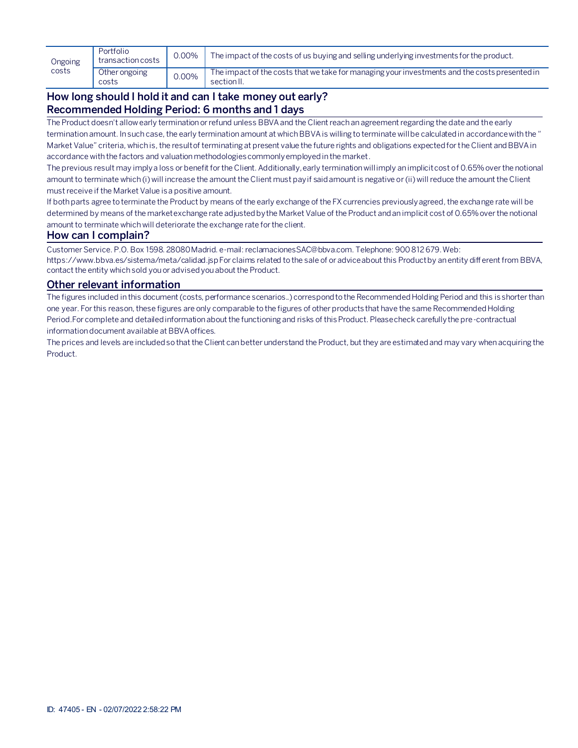| | | | |
|---|---|---|---|
| Ongoing costs | Portfolio transaction costs | 0.00% | The impact of the costs of us buying and selling underlying investments for the product. |
| | Other ongoing costs | 0.00% | The impact of the costs that we take for managing your investments and the costs presented in section II. |

## How long should I hold it and can I take money out early?

## Recommended Holding Period: 6 months and 1 days

The Product doesn't allow early termination or refund unless BBVA and the Client reach an agreement regarding the date and the early termination amount. In such case, the early termination amount at which BBVA is willing to terminate will be calculated in accordance with the " Market Value" criteria, which is, the result of terminating at present value the future rights and obligations expected for the Client and BBVA in accordance with the factors and valuation methodologies commonly employed in the market.

The previous result may imply a loss or benefit for the Client. Additionally, early termination will imply an implicit cost of 0.65% over the notional amount to terminate which (i) will increase the amount the Client must pay if said amount is negative or (ii) will reduce the amount the Client must receive if the Market Value is a positive amount.

If both parts agree to terminate the Product by means of the early exchange of the FX currencies previously agreed, the exchange rate will be determined by means of the market exchange rate adjusted by the Market Value of the Product and an implicit cost of 0.65% over the notional amount to terminate which will deteriorate the exchange rate for the client.

## How can I complain?

Customer Service. P.O. Box 1598. 28080 Madrid. e-mail: reclamacionesSAC@bbva.com. Telephone: 900 812 679. Web: https://www.bbva.es/sistema/meta/calidad.jsp For claims related to the sale of or advice about this Product by an entity different from BBVA, contact the entity which sold you or advised you about the Product.

## Other relevant information

The figures included in this document (costs, performance scenarios..) correspond to the Recommended Holding Period and this is shorter than one year. For this reason, these figures are only comparable to the figures of other products that have the same Recommended Holding Period.For complete and detailed information about the functioning and risks of this Product. Please check carefully the pre-contractual information document available at BBVA offices.

The prices and levels are included so that the Client can better understand the Product, but they are estimated and may vary when acquiring the Product.

ID: 47405 - EN - 02/07/2022 2:58:22 PM